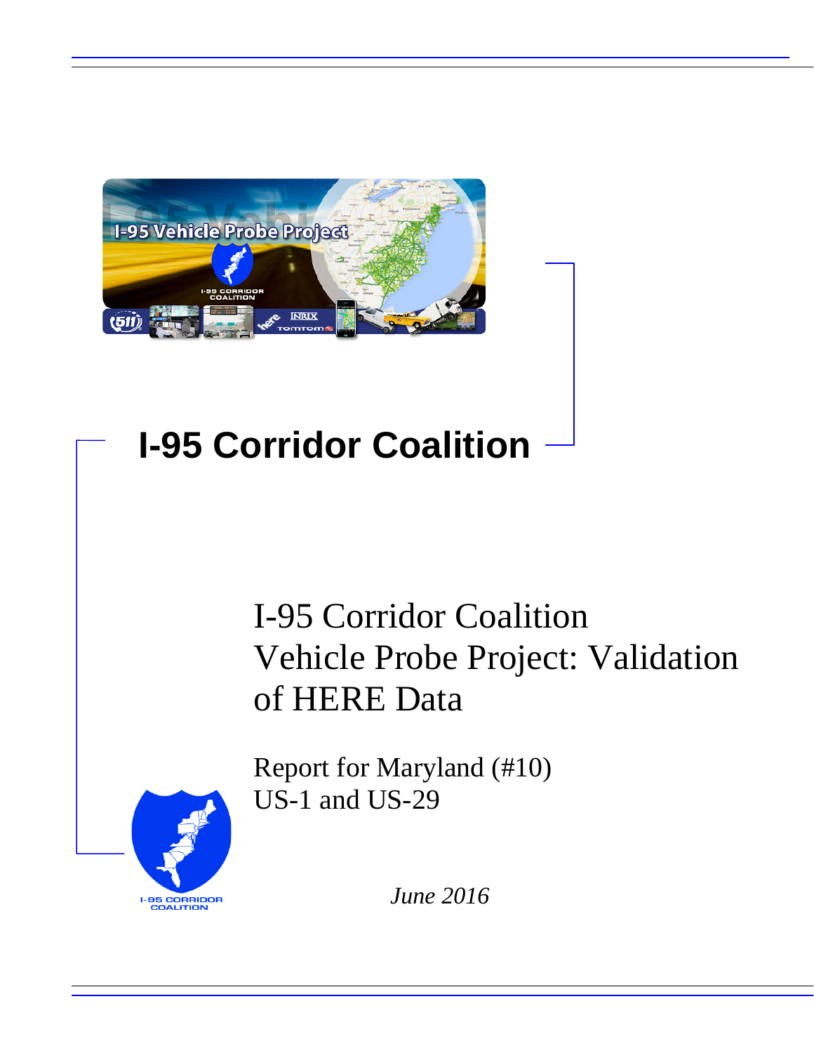# I-95 Corridor Coalition

I-95 Corridor Coalition
Vehicle Probe Project: Validation of HERE Data

Report for Maryland (#10)
US-1 and US-29

*June 2016*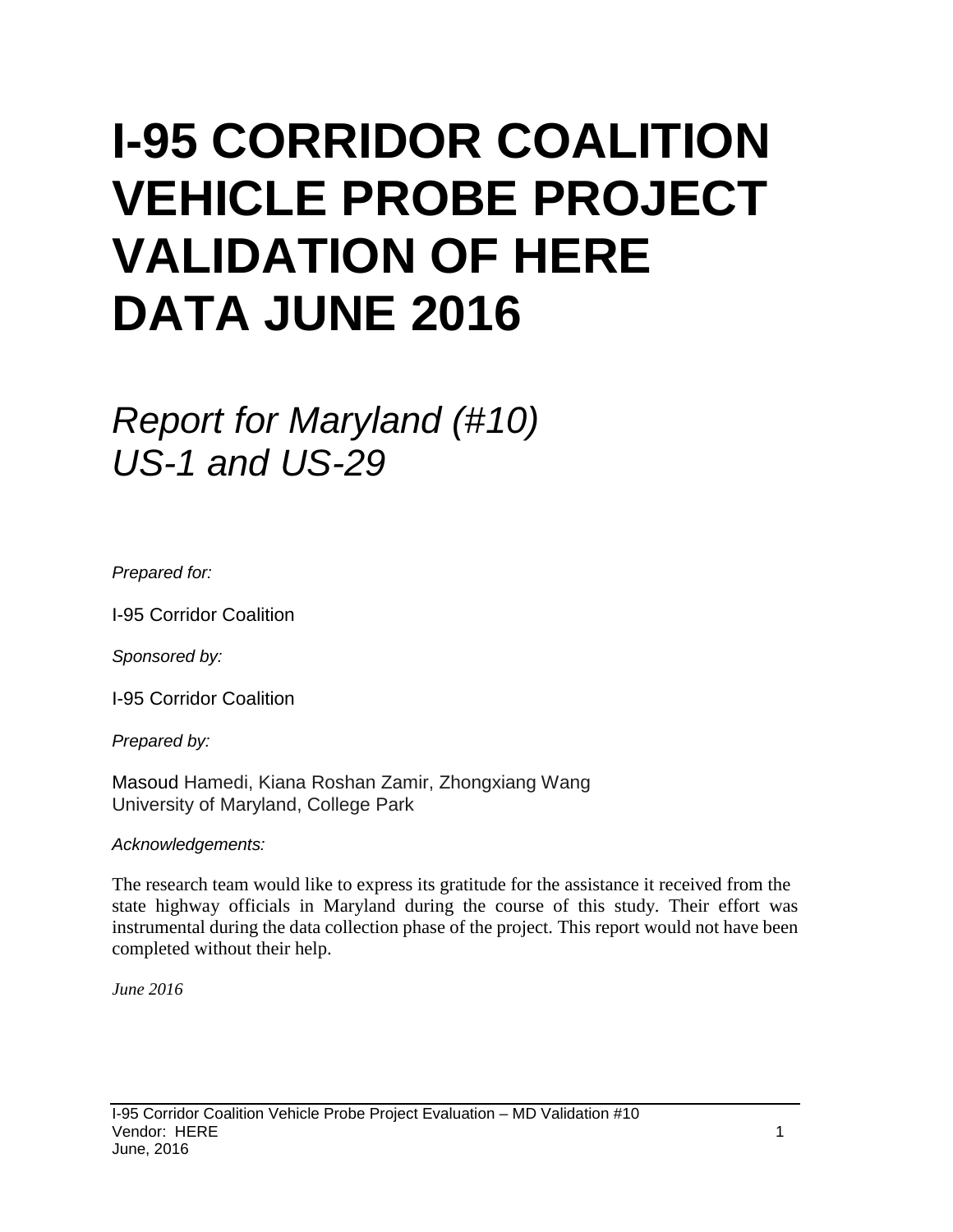# I-95 CORRIDOR COALITION VEHICLE PROBE PROJECT VALIDATION OF HERE DATA JUNE 2016

*Report for Maryland (#10)*
*US-1 and US-29*

*Prepared for:*

I-95 Corridor Coalition

*Sponsored by:*

I-95 Corridor Coalition

*Prepared by:*

Masoud Hamedi, Kiana Roshan Zamir, Zhongxiang Wang
University of Maryland, College Park

*Acknowledgements:*

The research team would like to express its gratitude for the assistance it received from the state highway officials in Maryland during the course of this study. Their effort was instrumental during the data collection phase of the project. This report would not have been completed without their help.

*June 2016*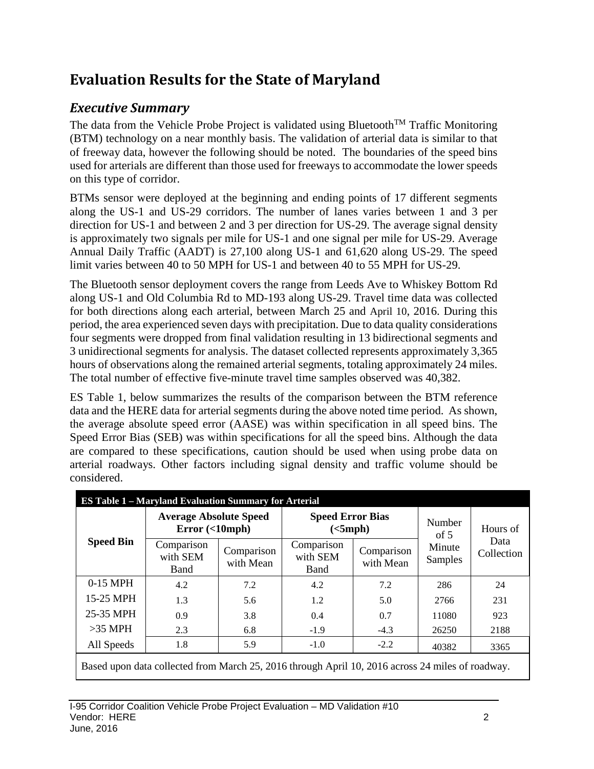# Evaluation Results for the State of Maryland

## *Executive Summary*

The data from the Vehicle Probe Project is validated using Bluetooth[TM] Traffic Monitoring (BTM) technology on a near monthly basis. The validation of arterial data is similar to that of freeway data, however the following should be noted. The boundaries of the speed bins used for arterials are different than those used for freeways to accommodate the lower speeds on this type of corridor.

BTMs sensor were deployed at the beginning and ending points of 17 different segments along the US-1 and US-29 corridors. The number of lanes varies between 1 and 3 per direction for US-1 and between 2 and 3 per direction for US-29. The average signal density is approximately two signals per mile for US-1 and one signal per mile for US-29. Average Annual Daily Traffic (AADT) is 27,100 along US-1 and 61,620 along US-29. The speed limit varies between 40 to 50 MPH for US-1 and between 40 to 55 MPH for US-29.

The Bluetooth sensor deployment covers the range from Leeds Ave to Whiskey Bottom Rd along US-1 and Old Columbia Rd to MD-193 along US-29. Travel time data was collected for both directions along each arterial, between March 25 and April 10, 2016. During this period, the area experienced seven days with precipitation. Due to data quality considerations four segments were dropped from final validation resulting in 13 bidirectional segments and 3 unidirectional segments for analysis. The dataset collected represents approximately 3,365 hours of observations along the remained arterial segments, totaling approximately 24 miles. The total number of effective five-minute travel time samples observed was 40,382.

ES Table 1, below summarizes the results of the comparison between the BTM reference data and the HERE data for arterial segments during the above noted time period. As shown, the average absolute speed error (AASE) was within specification in all speed bins. The Speed Error Bias (SEB) was within specifications for all the speed bins. Although the data are compared to these specifications, caution should be used when using probe data on arterial roadways. Other factors including signal density and traffic volume should be considered.

**ES Table 1 – Maryland Evaluation Summary for Arterial**

| Speed Bin | Average Absolute Speed Error (<10mph) | | Speed Error Bias (<5mph) | | Number of 5 Minute Samples | Hours of Data Collection |
|---|---|---|---|---|---|---|
| | Comparison with SEM Band | Comparison with Mean | Comparison with SEM Band | Comparison with Mean | | |
| 0-15 MPH | 4.2 | 7.2 | 4.2 | 7.2 | 286 | 24 |
| 15-25 MPH | 1.3 | 5.6 | 1.2 | 5.0 | 2766 | 231 |
| 25-35 MPH | 0.9 | 3.8 | 0.4 | 0.7 | 11080 | 923 |
| >35 MPH | 2.3 | 6.8 | -1.9 | -4.3 | 26250 | 2188 |
| All Speeds | 1.8 | 5.9 | -1.0 | -2.2 | 40382 | 3365 |

Based upon data collected from March 25, 2016 through April 10, 2016 across 24 miles of roadway.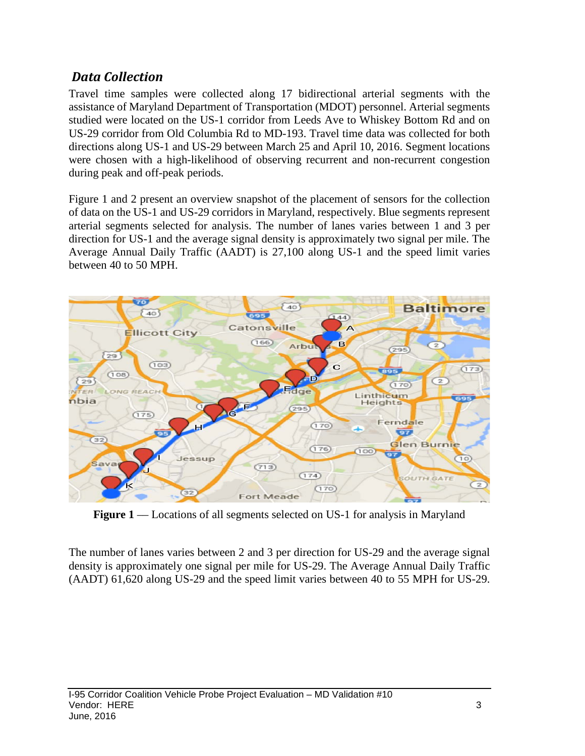## *Data Collection*

Travel time samples were collected along 17 bidirectional arterial segments with the assistance of Maryland Department of Transportation (MDOT) personnel. Arterial segments studied were located on the US-1 corridor from Leeds Ave to Whiskey Bottom Rd and on US-29 corridor from Old Columbia Rd to MD-193. Travel time data was collected for both directions along US-1 and US-29 between March 25 and April 10, 2016. Segment locations were chosen with a high-likelihood of observing recurrent and non-recurrent congestion during peak and off-peak periods.

Figure 1 and 2 present an overview snapshot of the placement of sensors for the collection of data on the US-1 and US-29 corridors in Maryland, respectively. Blue segments represent arterial segments selected for analysis. The number of lanes varies between 1 and 3 per direction for US-1 and the average signal density is approximately two signal per mile. The Average Annual Daily Traffic (AADT) is 27,100 along US-1 and the speed limit varies between 40 to 50 MPH.

**Figure 1** — Locations of all segments selected on US-1 for analysis in Maryland

The number of lanes varies between 2 and 3 per direction for US-29 and the average signal density is approximately one signal per mile for US-29. The Average Annual Daily Traffic (AADT) 61,620 along US-29 and the speed limit varies between 40 to 55 MPH for US-29.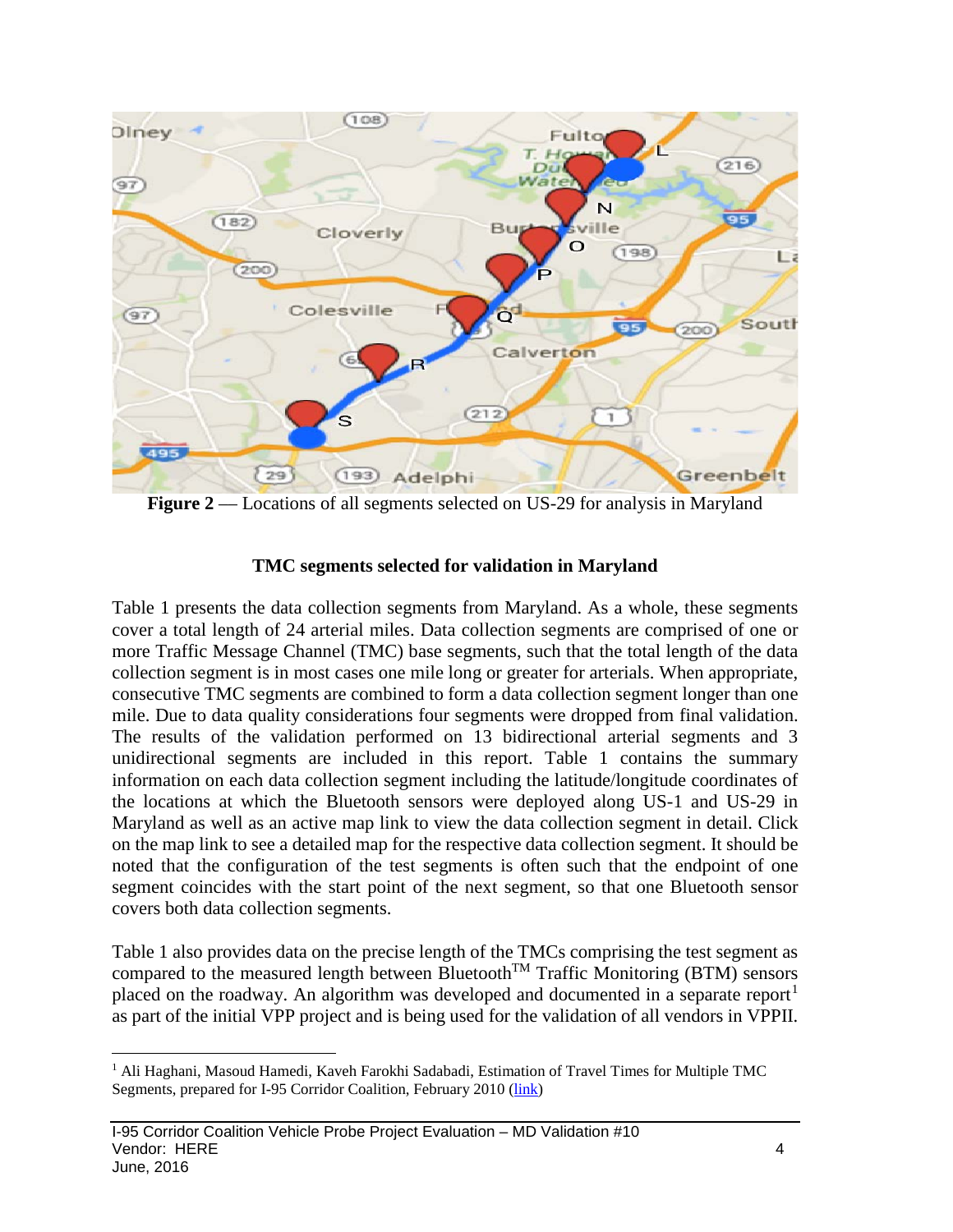Figure 2 — Locations of all segments selected on US-29 for analysis in Maryland

### TMC segments selected for validation in Maryland

Table 1 presents the data collection segments from Maryland. As a whole, these segments cover a total length of 24 arterial miles. Data collection segments are comprised of one or more Traffic Message Channel (TMC) base segments, such that the total length of the data collection segment is in most cases one mile long or greater for arterials. When appropriate, consecutive TMC segments are combined to form a data collection segment longer than one mile. Due to data quality considerations four segments were dropped from final validation. The results of the validation performed on 13 bidirectional arterial segments and 3 unidirectional segments are included in this report. Table 1 contains the summary information on each data collection segment including the latitude/longitude coordinates of the locations at which the Bluetooth sensors were deployed along US-1 and US-29 in Maryland as well as an active map link to view the data collection segment in detail. Click on the map link to see a detailed map for the respective data collection segment. It should be noted that the configuration of the test segments is often such that the endpoint of one segment coincides with the start point of the next segment, so that one Bluetooth sensor covers both data collection segments.

Table 1 also provides data on the precise length of the TMCs comprising the test segment as compared to the measured length between Bluetooth™ Traffic Monitoring (BTM) sensors placed on the roadway. An algorithm was developed and documented in a separate report[1] as part of the initial VPP project and is being used for the validation of all vendors in VPPII.

---

[1] Ali Haghani, Masoud Hamedi, Kaveh Farokhi Sadabadi, Estimation of Travel Times for Multiple TMC Segments, prepared for I-95 Corridor Coalition, February 2010 (link)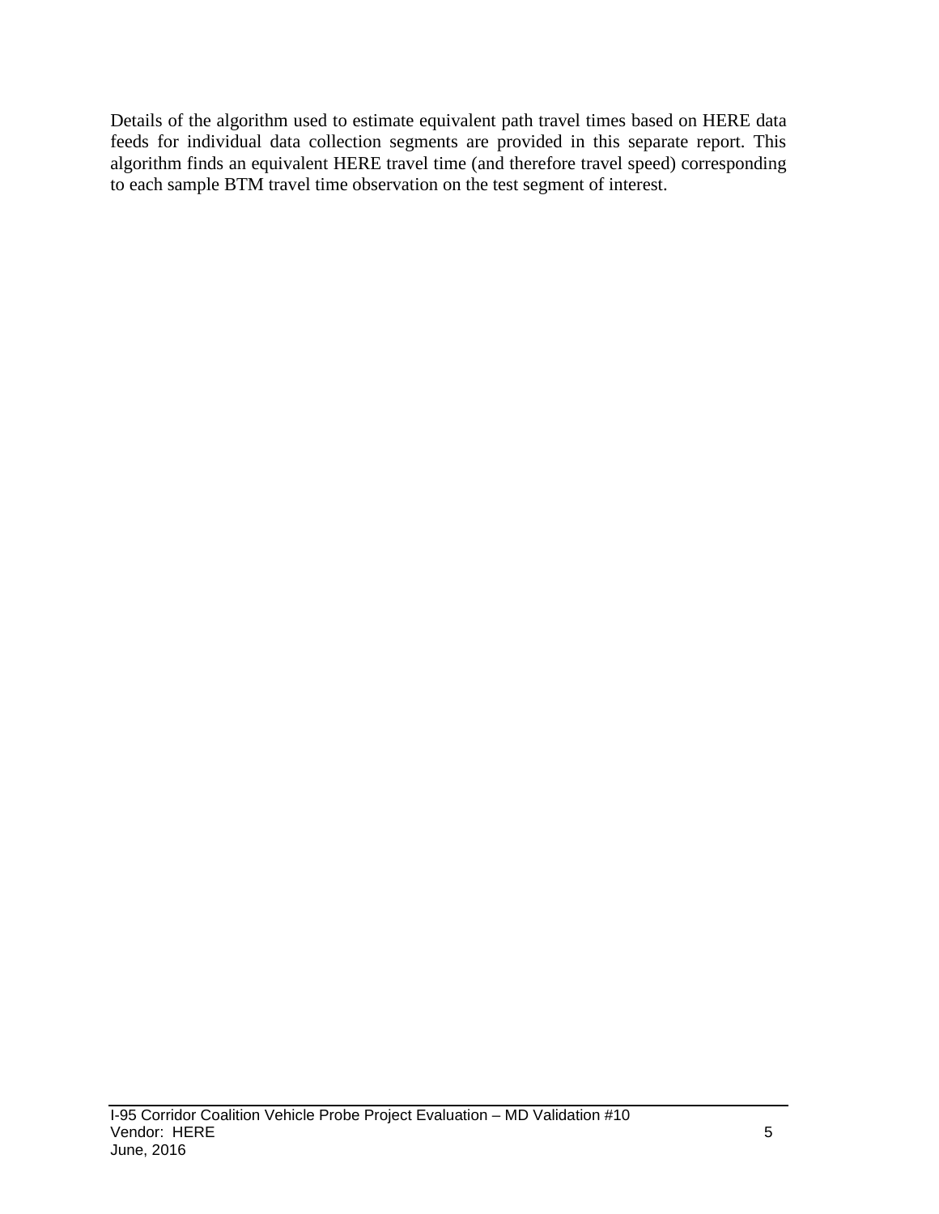Details of the algorithm used to estimate equivalent path travel times based on HERE data feeds for individual data collection segments are provided in this separate report. This algorithm finds an equivalent HERE travel time (and therefore travel speed) corresponding to each sample BTM travel time observation on the test segment of interest.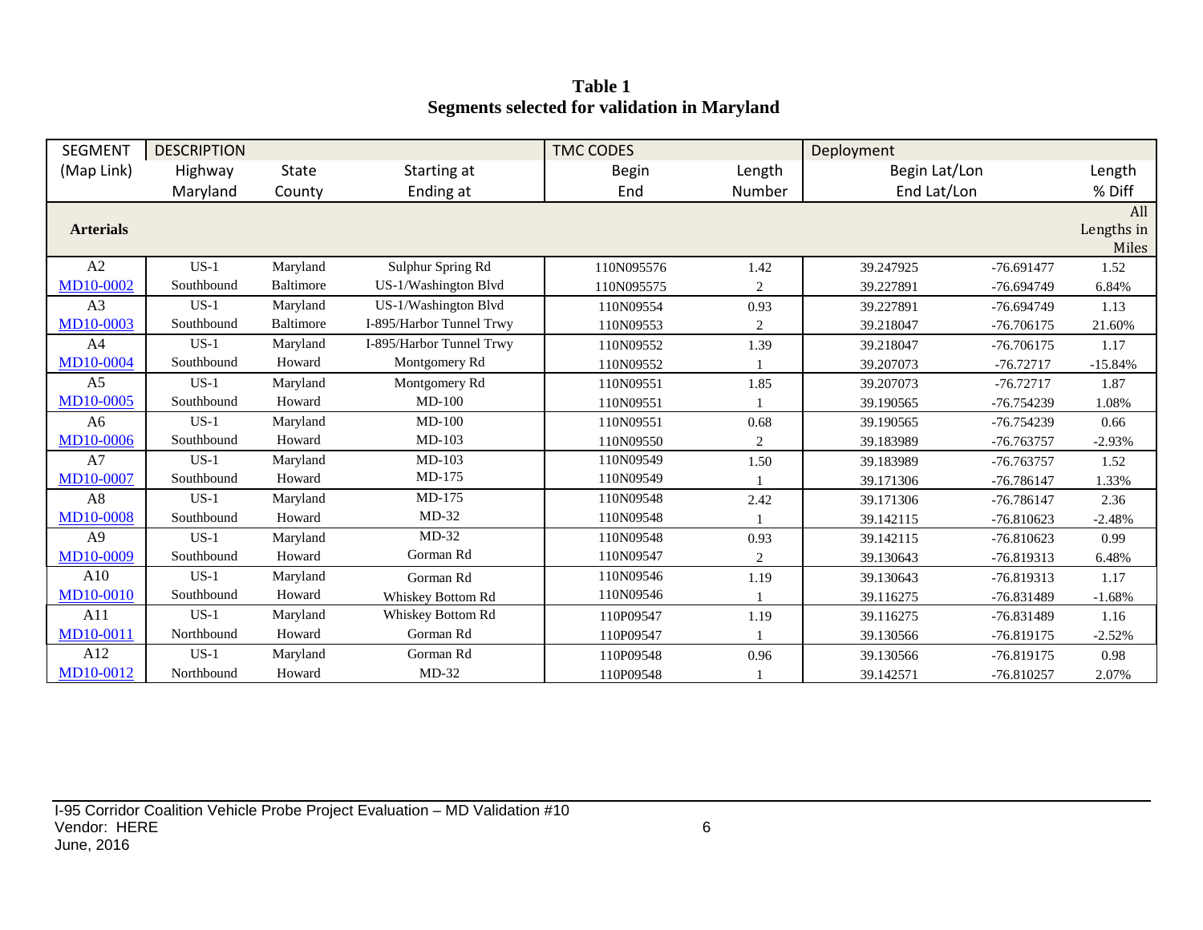**Table 1**
**Segments selected for validation in Maryland**

| SEGMENT | DESCRIPTION | | | TMC CODES | | Deployment | | |
|---|---|---|---|---|---|---|---|---|
| (Map Link) | Highway<br>Maryland | State<br>County | Starting at<br>Ending at | Begin<br>End | Length<br>Number | Begin Lat/Lon<br>End Lat/Lon | | Length<br>% Diff |
| **Arterials** | | | | | | | | All Lengths in Miles |
| A2<br>MD10-0002 | US-1<br>Southbound | Maryland<br>Baltimore | Sulphur Spring Rd<br>US-1/Washington Blvd | 110N095576<br>110N095575 | 1.42<br>2 | 39.247925<br>39.227891 | -76.691477<br>-76.694749 | 1.52<br>6.84% |
| A3<br>MD10-0003 | US-1<br>Southbound | Maryland<br>Baltimore | US-1/Washington Blvd<br>I-895/Harbor Tunnel Trwy | 110N09554<br>110N09553 | 0.93<br>2 | 39.227891<br>39.218047 | -76.694749<br>-76.706175 | 1.13<br>21.60% |
| A4<br>MD10-0004 | US-1<br>Southbound | Maryland<br>Howard | I-895/Harbor Tunnel Trwy<br>Montgomery Rd | 110N09552<br>110N09552 | 1.39<br>1 | 39.218047<br>39.207073 | -76.706175<br>-76.72717 | 1.17<br>-15.84% |
| A5<br>MD10-0005 | US-1<br>Southbound | Maryland<br>Howard | Montgomery Rd<br>MD-100 | 110N09551<br>110N09551 | 1.85<br>1 | 39.207073<br>39.190565 | -76.72717<br>-76.754239 | 1.87<br>1.08% |
| A6<br>MD10-0006 | US-1<br>Southbound | Maryland<br>Howard | MD-100<br>MD-103 | 110N09551<br>110N09550 | 0.68<br>2 | 39.190565<br>39.183989 | -76.754239<br>-76.763757 | 0.66<br>-2.93% |
| A7<br>MD10-0007 | US-1<br>Southbound | Maryland<br>Howard | MD-103<br>MD-175 | 110N09549<br>110N09549 | 1.50<br>1 | 39.183989<br>39.171306 | -76.763757<br>-76.786147 | 1.52<br>1.33% |
| A8<br>MD10-0008 | US-1<br>Southbound | Maryland<br>Howard | MD-175<br>MD-32 | 110N09548<br>110N09548 | 2.42<br>1 | 39.171306<br>39.142115 | -76.786147<br>-76.810623 | 2.36<br>-2.48% |
| A9<br>MD10-0009 | US-1<br>Southbound | Maryland<br>Howard | MD-32<br>Gorman Rd | 110N09548<br>110N09547 | 0.93<br>2 | 39.142115<br>39.130643 | -76.810623<br>-76.819313 | 0.99<br>6.48% |
| A10<br>MD10-0010 | US-1<br>Southbound | Maryland<br>Howard | Gorman Rd<br>Whiskey Bottom Rd | 110N09546<br>110N09546 | 1.19<br>1 | 39.130643<br>39.116275 | -76.819313<br>-76.831489 | 1.17<br>-1.68% |
| A11<br>MD10-0011 | US-1<br>Northbound | Maryland<br>Howard | Whiskey Bottom Rd<br>Gorman Rd | 110P09547<br>110P09547 | 1.19<br>1 | 39.116275<br>39.130566 | -76.831489<br>-76.819175 | 1.16<br>-2.52% |
| A12<br>MD10-0012 | US-1<br>Northbound | Maryland<br>Howard | Gorman Rd<br>MD-32 | 110P09548<br>110P09548 | 0.96<br>1 | 39.130566<br>39.142571 | -76.819175<br>-76.810257 | 0.98<br>2.07% |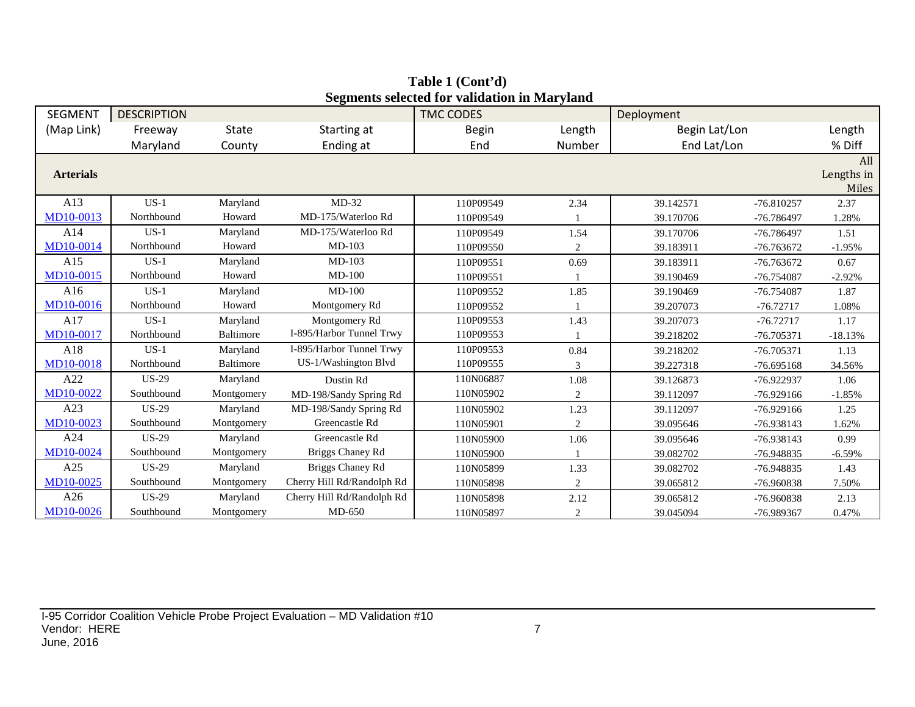**Table 1 (Cont'd)**
**Segments selected for validation in Maryland**

| SEGMENT | DESCRIPTION | | | TMC CODES | | Deployment | | |
|---|---|---|---|---|---|---|---|---|
| (Map Link) | Freeway | State | Starting at | Begin | Length | Begin Lat/Lon | | Length |
| | Maryland | County | Ending at | End | Number | End Lat/Lon | | % Diff |
| **Arterials** | | | | | | | | All Lengths in Miles |
| A13 | US-1 | Maryland | MD-32 | 110P09549 | 2.34 | 39.142571 | -76.810257 | 2.37 |
| MD10-0013 | Northbound | Howard | MD-175/Waterloo Rd | 110P09549 | 1 | 39.170706 | -76.786497 | 1.28% |
| A14 | US-1 | Maryland | MD-175/Waterloo Rd | 110P09549 | 1.54 | 39.170706 | -76.786497 | 1.51 |
| MD10-0014 | Northbound | Howard | MD-103 | 110P09550 | 2 | 39.183911 | -76.763672 | -1.95% |
| A15 | US-1 | Maryland | MD-103 | 110P09551 | 0.69 | 39.183911 | -76.763672 | 0.67 |
| MD10-0015 | Northbound | Howard | MD-100 | 110P09551 | 1 | 39.190469 | -76.754087 | -2.92% |
| A16 | US-1 | Maryland | MD-100 | 110P09552 | 1.85 | 39.190469 | -76.754087 | 1.87 |
| MD10-0016 | Northbound | Howard | Montgomery Rd | 110P09552 | 1 | 39.207073 | -76.72717 | 1.08% |
| A17 | US-1 | Maryland | Montgomery Rd | 110P09553 | 1.43 | 39.207073 | -76.72717 | 1.17 |
| MD10-0017 | Northbound | Baltimore | I-895/Harbor Tunnel Trwy | 110P09553 | 1 | 39.218202 | -76.705371 | -18.13% |
| A18 | US-1 | Maryland | I-895/Harbor Tunnel Trwy | 110P09553 | 0.84 | 39.218202 | -76.705371 | 1.13 |
| MD10-0018 | Northbound | Baltimore | US-1/Washington Blvd | 110P09555 | 3 | 39.227318 | -76.695168 | 34.56% |
| A22 | US-29 | Maryland | Dustin Rd | 110N06887 | 1.08 | 39.126873 | -76.922937 | 1.06 |
| MD10-0022 | Southbound | Montgomery | MD-198/Sandy Spring Rd | 110N05902 | 2 | 39.112097 | -76.929166 | -1.85% |
| A23 | US-29 | Maryland | MD-198/Sandy Spring Rd | 110N05902 | 1.23 | 39.112097 | -76.929166 | 1.25 |
| MD10-0023 | Southbound | Montgomery | Greencastle Rd | 110N05901 | 2 | 39.095646 | -76.938143 | 1.62% |
| A24 | US-29 | Maryland | Greencastle Rd | 110N05900 | 1.06 | 39.095646 | -76.938143 | 0.99 |
| MD10-0024 | Southbound | Montgomery | Briggs Chaney Rd | 110N05900 | 1 | 39.082702 | -76.948835 | -6.59% |
| A25 | US-29 | Maryland | Briggs Chaney Rd | 110N05899 | 1.33 | 39.082702 | -76.948835 | 1.43 |
| MD10-0025 | Southbound | Montgomery | Cherry Hill Rd/Randolph Rd | 110N05898 | 2 | 39.065812 | -76.960838 | 7.50% |
| A26 | US-29 | Maryland | Cherry Hill Rd/Randolph Rd | 110N05898 | 2.12 | 39.065812 | -76.960838 | 2.13 |
| MD10-0026 | Southbound | Montgomery | MD-650 | 110N05897 | 2 | 39.045094 | -76.989367 | 0.47% |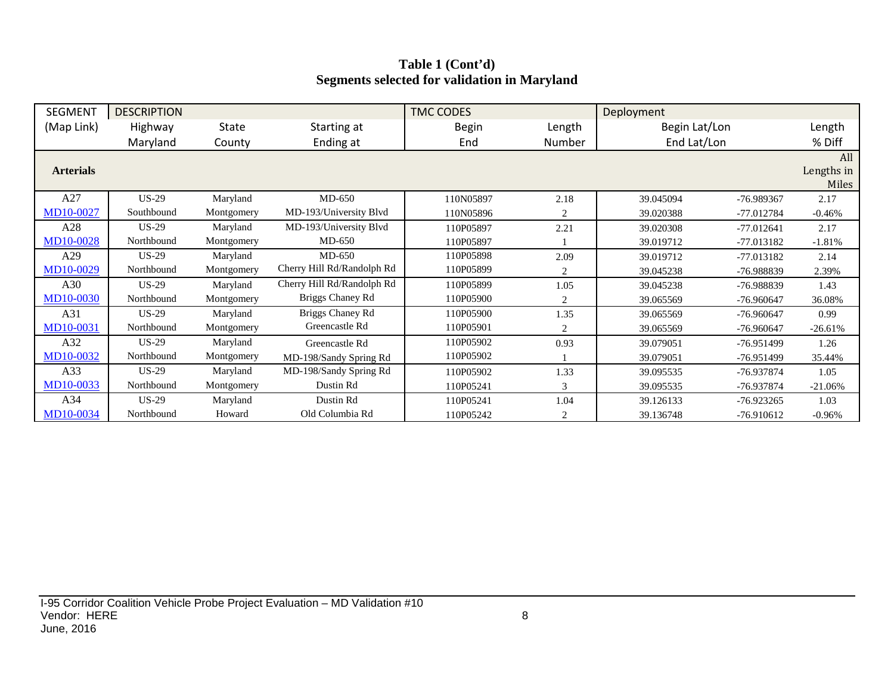**Table 1 (Cont'd)**
**Segments selected for validation in Maryland**

| SEGMENT | DESCRIPTION | | | TMC CODES | | Deployment | | |
|---|---|---|---|---|---|---|---|---|
| (Map Link) | Highway<br>Maryland | State<br>County | Starting at<br>Ending at | Begin<br>End | Length<br>Number | Begin Lat/Lon<br>End Lat/Lon | | Length<br>% Diff |
| **Arterials** | | | | | | | | All Lengths in Miles |
| A27<br>MD10-0027 | US-29<br>Southbound | Maryland<br>Montgomery | MD-650<br>MD-193/University Blvd | 110N05897<br>110N05896 | 2.18<br>2 | 39.045094<br>39.020388 | -76.989367<br>-77.012784 | 2.17<br>-0.46% |
| A28<br>MD10-0028 | US-29<br>Northbound | Maryland<br>Montgomery | MD-193/University Blvd<br>MD-650 | 110P05897<br>110P05897 | 2.21<br>1 | 39.020308<br>39.019712 | -77.012641<br>-77.013182 | 2.17<br>-1.81% |
| A29<br>MD10-0029 | US-29<br>Northbound | Maryland<br>Montgomery | MD-650<br>Cherry Hill Rd/Randolph Rd | 110P05898<br>110P05899 | 2.09<br>2 | 39.019712<br>39.045238 | -77.013182<br>-76.988839 | 2.14<br>2.39% |
| A30<br>MD10-0030 | US-29<br>Northbound | Maryland<br>Montgomery | Cherry Hill Rd/Randolph Rd<br>Briggs Chaney Rd | 110P05899<br>110P05900 | 1.05<br>2 | 39.045238<br>39.065569 | -76.988839<br>-76.960647 | 1.43<br>36.08% |
| A31<br>MD10-0031 | US-29<br>Northbound | Maryland<br>Montgomery | Briggs Chaney Rd<br>Greencastle Rd | 110P05900<br>110P05901 | 1.35<br>2 | 39.065569<br>39.065569 | -76.960647<br>-76.960647 | 0.99<br>-26.61% |
| A32<br>MD10-0032 | US-29<br>Northbound | Maryland<br>Montgomery | Greencastle Rd<br>MD-198/Sandy Spring Rd | 110P05902<br>110P05902 | 0.93<br>1 | 39.079051<br>39.079051 | -76.951499<br>-76.951499 | 1.26<br>35.44% |
| A33<br>MD10-0033 | US-29<br>Northbound | Maryland<br>Montgomery | MD-198/Sandy Spring Rd<br>Dustin Rd | 110P05902<br>110P05241 | 1.33<br>3 | 39.095535<br>39.095535 | -76.937874<br>-76.937874 | 1.05<br>-21.06% |
| A34<br>MD10-0034 | US-29<br>Northbound | Maryland<br>Howard | Dustin Rd<br>Old Columbia Rd | 110P05241<br>110P05242 | 1.04<br>2 | 39.126133<br>39.136748 | -76.923265<br>-76.910612 | 1.03<br>-0.96% |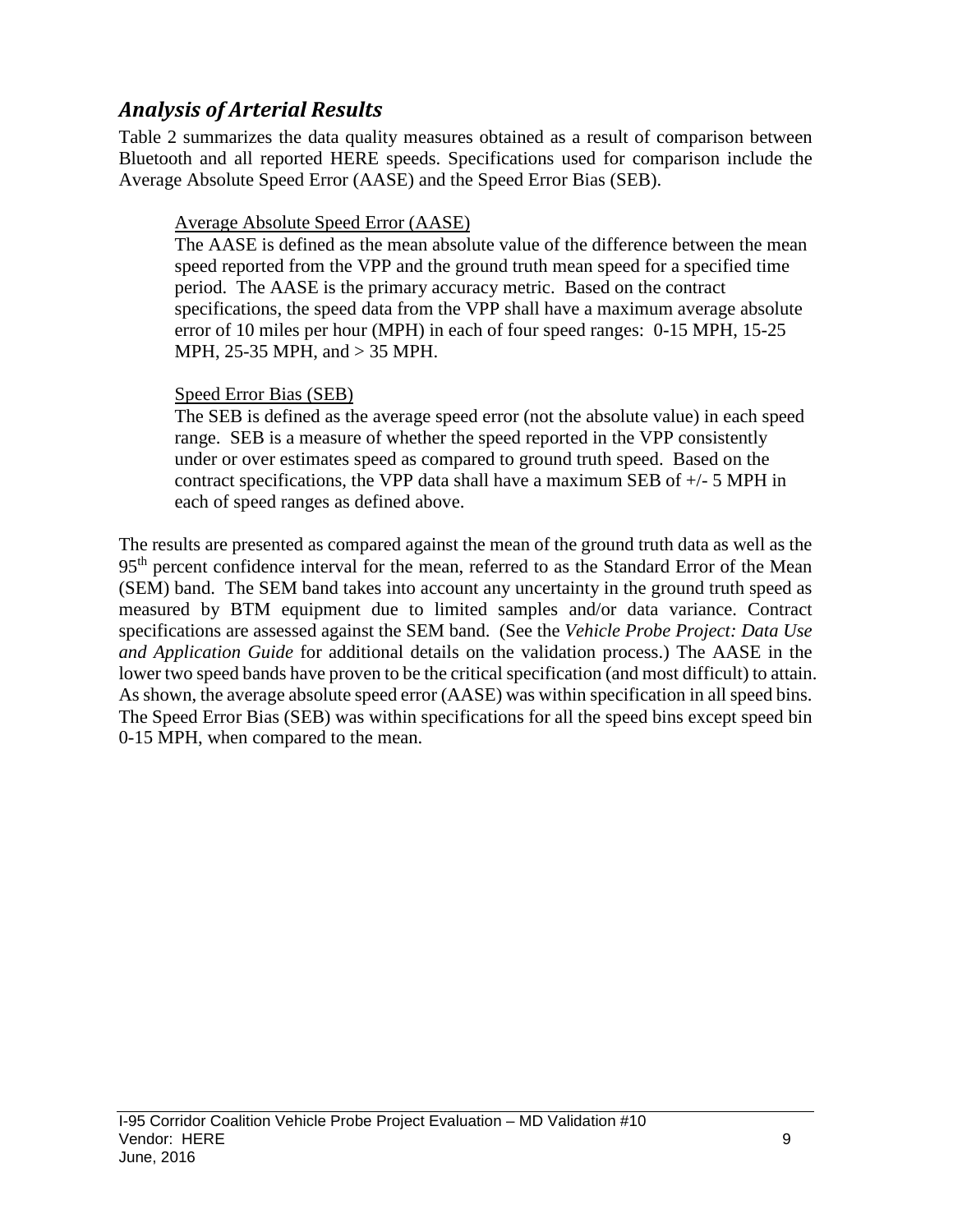## *Analysis of Arterial Results*

Table 2 summarizes the data quality measures obtained as a result of comparison between Bluetooth and all reported HERE speeds. Specifications used for comparison include the Average Absolute Speed Error (AASE) and the Speed Error Bias (SEB).

> Average Absolute Speed Error (AASE)
>
> The AASE is defined as the mean absolute value of the difference between the mean speed reported from the VPP and the ground truth mean speed for a specified time period. The AASE is the primary accuracy metric. Based on the contract specifications, the speed data from the VPP shall have a maximum average absolute error of 10 miles per hour (MPH) in each of four speed ranges: 0-15 MPH, 15-25 MPH, 25-35 MPH, and > 35 MPH.
>
> Speed Error Bias (SEB)
>
> The SEB is defined as the average speed error (not the absolute value) in each speed range. SEB is a measure of whether the speed reported in the VPP consistently under or over estimates speed as compared to ground truth speed. Based on the contract specifications, the VPP data shall have a maximum SEB of +/- 5 MPH in each of speed ranges as defined above.

The results are presented as compared against the mean of the ground truth data as well as the 95th percent confidence interval for the mean, referred to as the Standard Error of the Mean (SEM) band. The SEM band takes into account any uncertainty in the ground truth speed as measured by BTM equipment due to limited samples and/or data variance. Contract specifications are assessed against the SEM band. (See the *Vehicle Probe Project: Data Use and Application Guide* for additional details on the validation process.) The AASE in the lower two speed bands have proven to be the critical specification (and most difficult) to attain. As shown, the average absolute speed error (AASE) was within specification in all speed bins. The Speed Error Bias (SEB) was within specifications for all the speed bins except speed bin 0-15 MPH, when compared to the mean.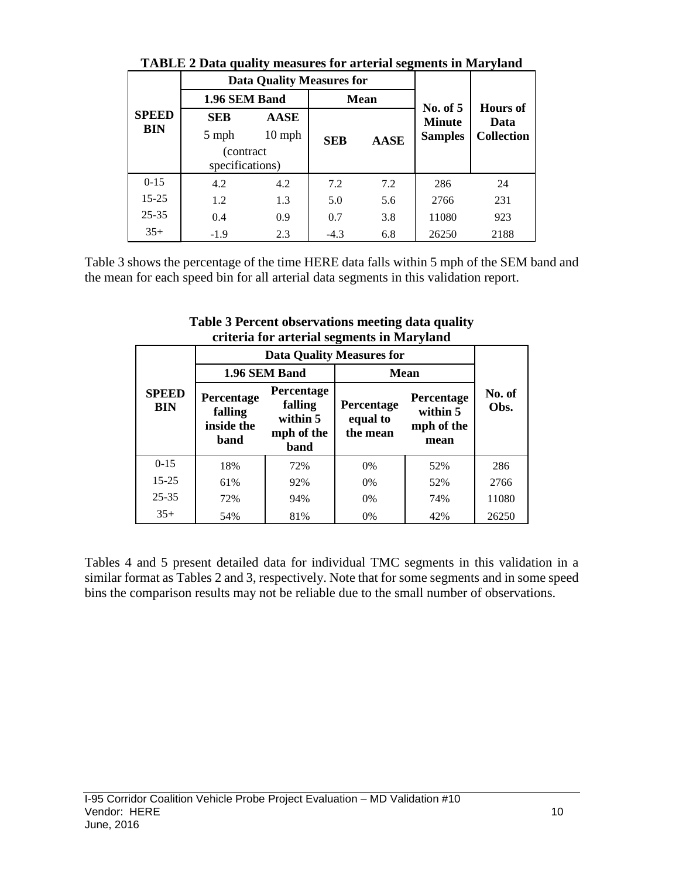**TABLE 2 Data quality measures for arterial segments in Maryland**

| SPEED BIN | Data Quality Measures for | | | | No. of 5 Minute Samples | Hours of Data Collection |
|---|---|---|---|---|---|---|
| | 1.96 SEM Band | | Mean | | | |
| | SEB 5 mph (contract specifications) | AASE 10 mph (contract specifications) | SEB | AASE | | |
| 0-15 | 4.2 | 4.2 | 7.2 | 7.2 | 286 | 24 |
| 15-25 | 1.2 | 1.3 | 5.0 | 5.6 | 2766 | 231 |
| 25-35 | 0.4 | 0.9 | 0.7 | 3.8 | 11080 | 923 |
| 35+ | -1.9 | 2.3 | -4.3 | 6.8 | 26250 | 2188 |

Table 3 shows the percentage of the time HERE data falls within 5 mph of the SEM band and the mean for each speed bin for all arterial data segments in this validation report.

**Table 3 Percent observations meeting data quality criteria for arterial segments in Maryland**

| SPEED BIN | Data Quality Measures for | | | | No. of Obs. |
|---|---|---|---|---|---|
| | 1.96 SEM Band | | Mean | | |
| | Percentage falling inside the band | Percentage falling within 5 mph of the band | Percentage equal to the mean | Percentage within 5 mph of the mean | |
| 0-15 | 18% | 72% | 0% | 52% | 286 |
| 15-25 | 61% | 92% | 0% | 52% | 2766 |
| 25-35 | 72% | 94% | 0% | 74% | 11080 |
| 35+ | 54% | 81% | 0% | 42% | 26250 |

Tables 4 and 5 present detailed data for individual TMC segments in this validation in a similar format as Tables 2 and 3, respectively. Note that for some segments and in some speed bins the comparison results may not be reliable due to the small number of observations.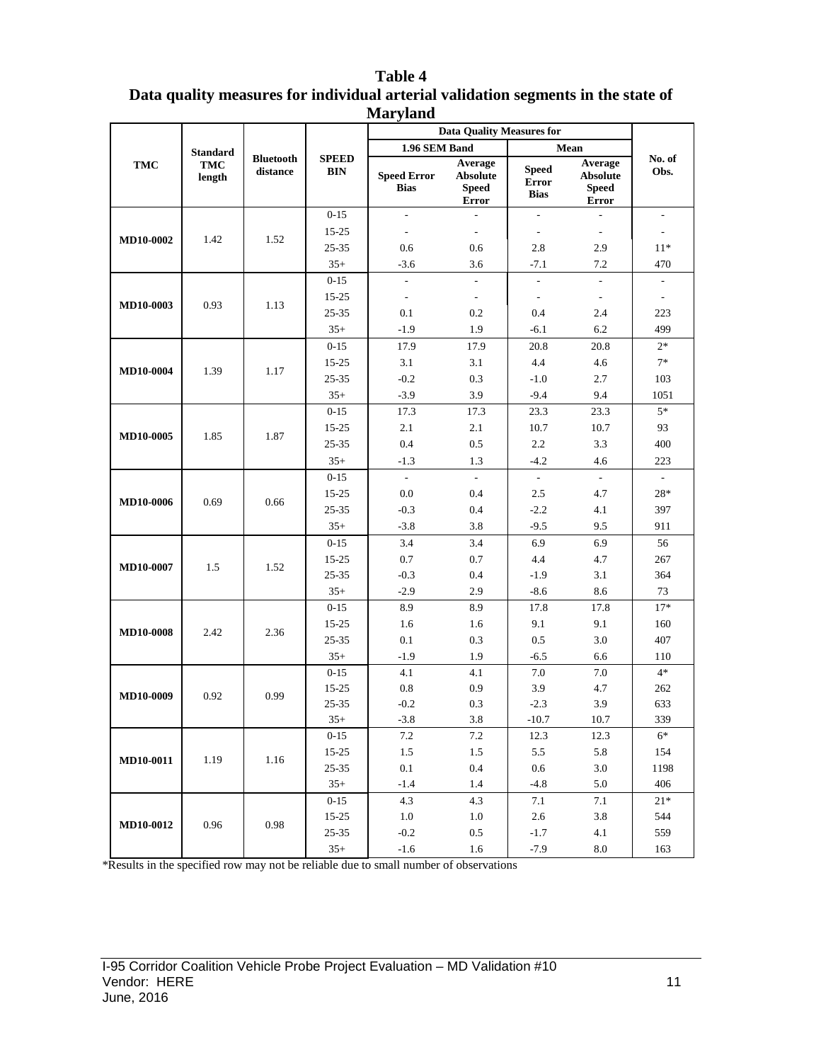**Table 4**
**Data quality measures for individual arterial validation segments in the state of Maryland**

| TMC | Standard TMC length | Bluetooth distance | SPEED BIN | Data Quality Measures for | | | | No. of Obs. |
|---|---|---|---|---|---|---|---|---|
| | | | | 1.96 SEM Band | | Mean | | |
| | | | | Speed Error Bias | Average Absolute Speed Error | Speed Error Bias | Average Absolute Speed Error | |
| MD10-0002 | 1.42 | 1.52 | 0-15 | - | - | - | - | - |
| | | | 15-25 | - | - | - | - | - |
| | | | 25-35 | 0.6 | 0.6 | 2.8 | 2.9 | 11* |
| | | | 35+ | -3.6 | 3.6 | -7.1 | 7.2 | 470 |
| MD10-0003 | 0.93 | 1.13 | 0-15 | - | - | - | - | - |
| | | | 15-25 | - | - | - | - | - |
| | | | 25-35 | 0.1 | 0.2 | 0.4 | 2.4 | 223 |
| | | | 35+ | -1.9 | 1.9 | -6.1 | 6.2 | 499 |
| MD10-0004 | 1.39 | 1.17 | 0-15 | 17.9 | 17.9 | 20.8 | 20.8 | 2* |
| | | | 15-25 | 3.1 | 3.1 | 4.4 | 4.6 | 7* |
| | | | 25-35 | -0.2 | 0.3 | -1.0 | 2.7 | 103 |
| | | | 35+ | -3.9 | 3.9 | -9.4 | 9.4 | 1051 |
| MD10-0005 | 1.85 | 1.87 | 0-15 | 17.3 | 17.3 | 23.3 | 23.3 | 5* |
| | | | 15-25 | 2.1 | 2.1 | 10.7 | 10.7 | 93 |
| | | | 25-35 | 0.4 | 0.5 | 2.2 | 3.3 | 400 |
| | | | 35+ | -1.3 | 1.3 | -4.2 | 4.6 | 223 |
| MD10-0006 | 0.69 | 0.66 | 0-15 | - | - | - | - | - |
| | | | 15-25 | 0.0 | 0.4 | 2.5 | 4.7 | 28* |
| | | | 25-35 | -0.3 | 0.4 | -2.2 | 4.1 | 397 |
| | | | 35+ | -3.8 | 3.8 | -9.5 | 9.5 | 911 |
| MD10-0007 | 1.5 | 1.52 | 0-15 | 3.4 | 3.4 | 6.9 | 6.9 | 56 |
| | | | 15-25 | 0.7 | 0.7 | 4.4 | 4.7 | 267 |
| | | | 25-35 | -0.3 | 0.4 | -1.9 | 3.1 | 364 |
| | | | 35+ | -2.9 | 2.9 | -8.6 | 8.6 | 73 |
| MD10-0008 | 2.42 | 2.36 | 0-15 | 8.9 | 8.9 | 17.8 | 17.8 | 17* |
| | | | 15-25 | 1.6 | 1.6 | 9.1 | 9.1 | 160 |
| | | | 25-35 | 0.1 | 0.3 | 0.5 | 3.0 | 407 |
| | | | 35+ | -1.9 | 1.9 | -6.5 | 6.6 | 110 |
| MD10-0009 | 0.92 | 0.99 | 0-15 | 4.1 | 4.1 | 7.0 | 7.0 | 4* |
| | | | 15-25 | 0.8 | 0.9 | 3.9 | 4.7 | 262 |
| | | | 25-35 | -0.2 | 0.3 | -2.3 | 3.9 | 633 |
| | | | 35+ | -3.8 | 3.8 | -10.7 | 10.7 | 339 |
| MD10-0011 | 1.19 | 1.16 | 0-15 | 7.2 | 7.2 | 12.3 | 12.3 | 6* |
| | | | 15-25 | 1.5 | 1.5 | 5.5 | 5.8 | 154 |
| | | | 25-35 | 0.1 | 0.4 | 0.6 | 3.0 | 1198 |
| | | | 35+ | -1.4 | 1.4 | -4.8 | 5.0 | 406 |
| MD10-0012 | 0.96 | 0.98 | 0-15 | 4.3 | 4.3 | 7.1 | 7.1 | 21* |
| | | | 15-25 | 1.0 | 1.0 | 2.6 | 3.8 | 544 |
| | | | 25-35 | -0.2 | 0.5 | -1.7 | 4.1 | 559 |
| | | | 35+ | -1.6 | 1.6 | -7.9 | 8.0 | 163 |

*Results in the specified row may not be reliable due to small number of observations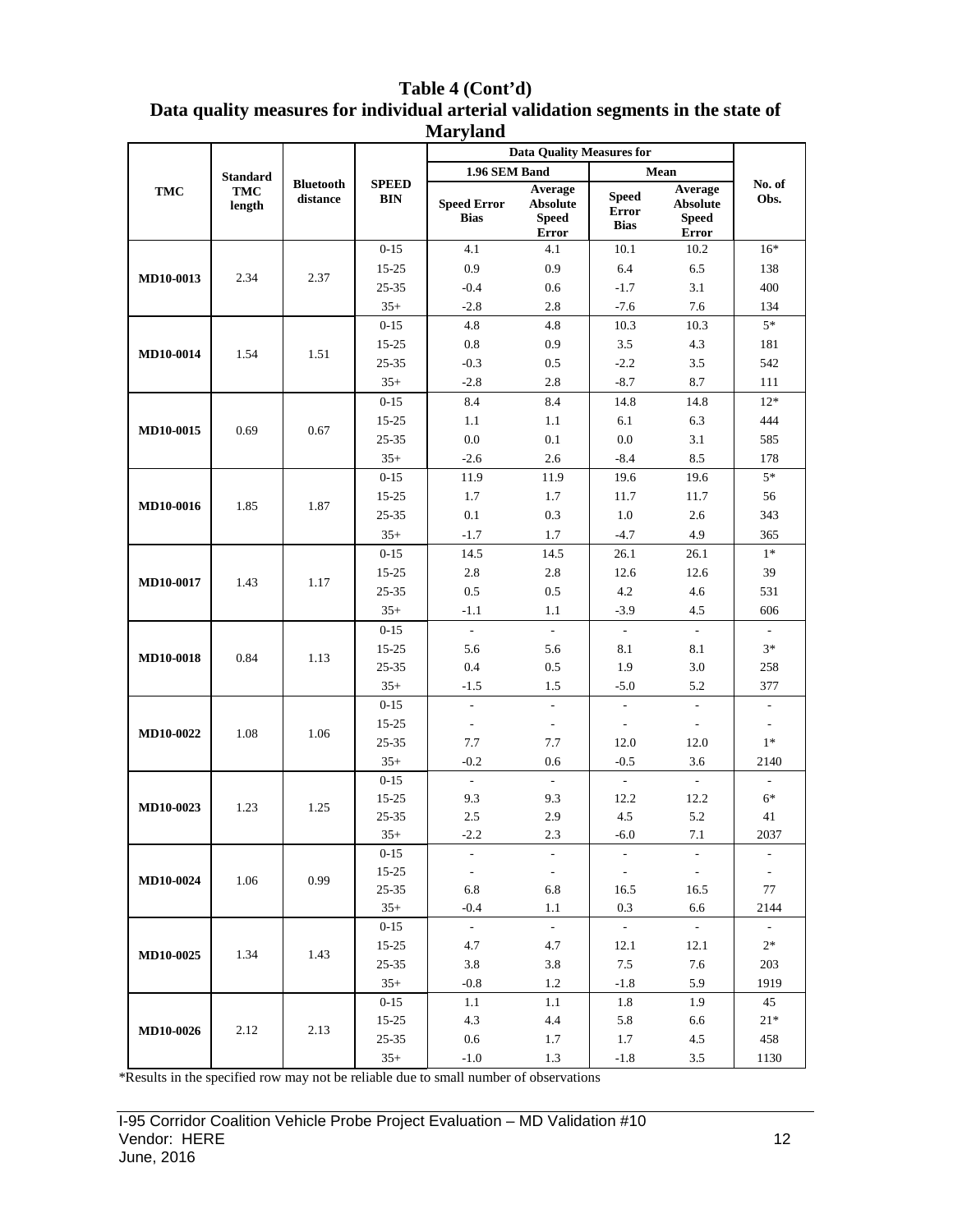# Table 4 (Cont'd)
## Data quality measures for individual arterial validation segments in the state of Maryland

| TMC | Standard TMC length | Bluetooth distance | SPEED BIN | Data Quality Measures for | | | | No. of Obs. |
|---|---|---|---|---|---|---|---|---|
| | | | | 1.96 SEM Band | | Mean | | |
| | | | | Speed Error Bias | Average Absolute Speed Error | Speed Error Bias | Average Absolute Speed Error | |
| MD10-0013 | 2.34 | 2.37 | 0-15 | 4.1 | 4.1 | 10.1 | 10.2 | 16* |
| | | | 15-25 | 0.9 | 0.9 | 6.4 | 6.5 | 138 |
| | | | 25-35 | -0.4 | 0.6 | -1.7 | 3.1 | 400 |
| | | | 35+ | -2.8 | 2.8 | -7.6 | 7.6 | 134 |
| MD10-0014 | 1.54 | 1.51 | 0-15 | 4.8 | 4.8 | 10.3 | 10.3 | 5* |
| | | | 15-25 | 0.8 | 0.9 | 3.5 | 4.3 | 181 |
| | | | 25-35 | -0.3 | 0.5 | -2.2 | 3.5 | 542 |
| | | | 35+ | -2.8 | 2.8 | -8.7 | 8.7 | 111 |
| MD10-0015 | 0.69 | 0.67 | 0-15 | 8.4 | 8.4 | 14.8 | 14.8 | 12* |
| | | | 15-25 | 1.1 | 1.1 | 6.1 | 6.3 | 444 |
| | | | 25-35 | 0.0 | 0.1 | 0.0 | 3.1 | 585 |
| | | | 35+ | -2.6 | 2.6 | -8.4 | 8.5 | 178 |
| MD10-0016 | 1.85 | 1.87 | 0-15 | 11.9 | 11.9 | 19.6 | 19.6 | 5* |
| | | | 15-25 | 1.7 | 1.7 | 11.7 | 11.7 | 56 |
| | | | 25-35 | 0.1 | 0.3 | 1.0 | 2.6 | 343 |
| | | | 35+ | -1.7 | 1.7 | -4.7 | 4.9 | 365 |
| MD10-0017 | 1.43 | 1.17 | 0-15 | 14.5 | 14.5 | 26.1 | 26.1 | 1* |
| | | | 15-25 | 2.8 | 2.8 | 12.6 | 12.6 | 39 |
| | | | 25-35 | 0.5 | 0.5 | 4.2 | 4.6 | 531 |
| | | | 35+ | -1.1 | 1.1 | -3.9 | 4.5 | 606 |
| MD10-0018 | 0.84 | 1.13 | 0-15 | - | - | - | - | - |
| | | | 15-25 | 5.6 | 5.6 | 8.1 | 8.1 | 3* |
| | | | 25-35 | 0.4 | 0.5 | 1.9 | 3.0 | 258 |
| | | | 35+ | -1.5 | 1.5 | -5.0 | 5.2 | 377 |
| MD10-0022 | 1.08 | 1.06 | 0-15 | - | - | - | - | - |
| | | | 15-25 | - | - | - | - | - |
| | | | 25-35 | 7.7 | 7.7 | 12.0 | 12.0 | 1* |
| | | | 35+ | -0.2 | 0.6 | -0.5 | 3.6 | 2140 |
| MD10-0023 | 1.23 | 1.25 | 0-15 | - | - | - | - | - |
| | | | 15-25 | 9.3 | 9.3 | 12.2 | 12.2 | 6* |
| | | | 25-35 | 2.5 | 2.9 | 4.5 | 5.2 | 41 |
| | | | 35+ | -2.2 | 2.3 | -6.0 | 7.1 | 2037 |
| MD10-0024 | 1.06 | 0.99 | 0-15 | - | - | - | - | - |
| | | | 15-25 | - | - | - | - | - |
| | | | 25-35 | 6.8 | 6.8 | 16.5 | 16.5 | 77 |
| | | | 35+ | -0.4 | 1.1 | 0.3 | 6.6 | 2144 |
| MD10-0025 | 1.34 | 1.43 | 0-15 | - | - | - | - | - |
| | | | 15-25 | 4.7 | 4.7 | 12.1 | 12.1 | 2* |
| | | | 25-35 | 3.8 | 3.8 | 7.5 | 7.6 | 203 |
| | | | 35+ | -0.8 | 1.2 | -1.8 | 5.9 | 1919 |
| MD10-0026 | 2.12 | 2.13 | 0-15 | 1.1 | 1.1 | 1.8 | 1.9 | 45 |
| | | | 15-25 | 4.3 | 4.4 | 5.8 | 6.6 | 21* |
| | | | 25-35 | 0.6 | 1.7 | 1.7 | 4.5 | 458 |
| | | | 35+ | -1.0 | 1.3 | -1.8 | 3.5 | 1130 |

*Results in the specified row may not be reliable due to small number of observations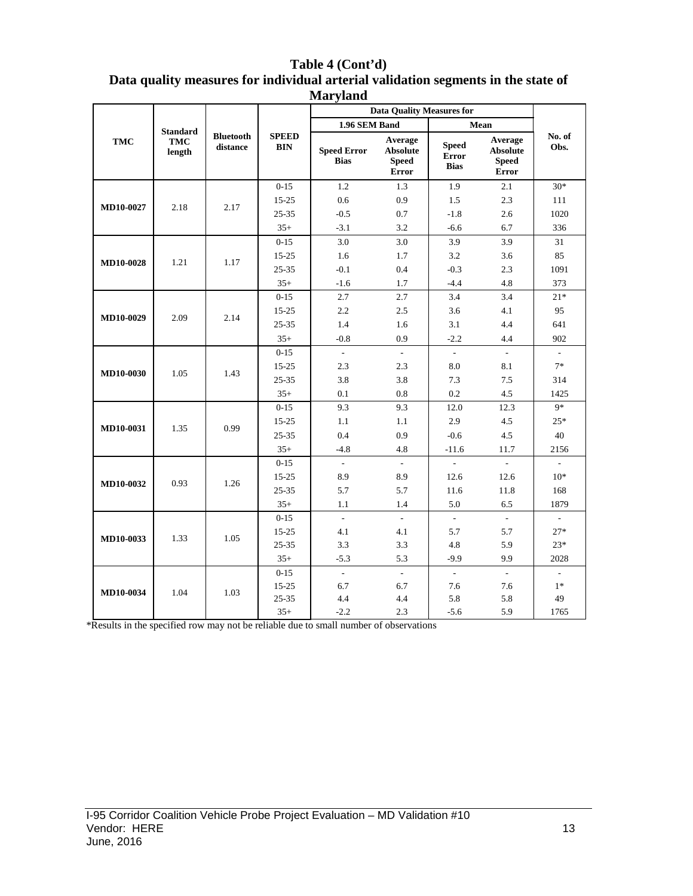**Table 4 (Cont'd)**
**Data quality measures for individual arterial validation segments in the state of Maryland**

| TMC | Standard TMC length | Bluetooth distance | SPEED BIN | Data Quality Measures for | | | | No. of Obs. |
|---|---|---|---|---|---|---|---|---|
| | | | | 1.96 SEM Band | | Mean | | |
| | | | | Speed Error Bias | Average Absolute Speed Error | Speed Error Bias | Average Absolute Speed Error | |
| MD10-0027 | 2.18 | 2.17 | 0-15 | 1.2 | 1.3 | 1.9 | 2.1 | 30* |
| | | | 15-25 | 0.6 | 0.9 | 1.5 | 2.3 | 111 |
| | | | 25-35 | -0.5 | 0.7 | -1.8 | 2.6 | 1020 |
| | | | 35+ | -3.1 | 3.2 | -6.6 | 6.7 | 336 |
| MD10-0028 | 1.21 | 1.17 | 0-15 | 3.0 | 3.0 | 3.9 | 3.9 | 31 |
| | | | 15-25 | 1.6 | 1.7 | 3.2 | 3.6 | 85 |
| | | | 25-35 | -0.1 | 0.4 | -0.3 | 2.3 | 1091 |
| | | | 35+ | -1.6 | 1.7 | -4.4 | 4.8 | 373 |
| MD10-0029 | 2.09 | 2.14 | 0-15 | 2.7 | 2.7 | 3.4 | 3.4 | 21* |
| | | | 15-25 | 2.2 | 2.5 | 3.6 | 4.1 | 95 |
| | | | 25-35 | 1.4 | 1.6 | 3.1 | 4.4 | 641 |
| | | | 35+ | -0.8 | 0.9 | -2.2 | 4.4 | 902 |
| MD10-0030 | 1.05 | 1.43 | 0-15 | - | - | - | - | - |
| | | | 15-25 | 2.3 | 2.3 | 8.0 | 8.1 | 7* |
| | | | 25-35 | 3.8 | 3.8 | 7.3 | 7.5 | 314 |
| | | | 35+ | 0.1 | 0.8 | 0.2 | 4.5 | 1425 |
| MD10-0031 | 1.35 | 0.99 | 0-15 | 9.3 | 9.3 | 12.0 | 12.3 | 9* |
| | | | 15-25 | 1.1 | 1.1 | 2.9 | 4.5 | 25* |
| | | | 25-35 | 0.4 | 0.9 | -0.6 | 4.5 | 40 |
| | | | 35+ | -4.8 | 4.8 | -11.6 | 11.7 | 2156 |
| MD10-0032 | 0.93 | 1.26 | 0-15 | - | - | - | - | - |
| | | | 15-25 | 8.9 | 8.9 | 12.6 | 12.6 | 10* |
| | | | 25-35 | 5.7 | 5.7 | 11.6 | 11.8 | 168 |
| | | | 35+ | 1.1 | 1.4 | 5.0 | 6.5 | 1879 |
| MD10-0033 | 1.33 | 1.05 | 0-15 | - | - | - | - | - |
| | | | 15-25 | 4.1 | 4.1 | 5.7 | 5.7 | 27* |
| | | | 25-35 | 3.3 | 3.3 | 4.8 | 5.9 | 23* |
| | | | 35+ | -5.3 | 5.3 | -9.9 | 9.9 | 2028 |
| MD10-0034 | 1.04 | 1.03 | 0-15 | - | - | - | - | - |
| | | | 15-25 | 6.7 | 6.7 | 7.6 | 7.6 | 1* |
| | | | 25-35 | 4.4 | 4.4 | 5.8 | 5.8 | 49 |
| | | | 35+ | -2.2 | 2.3 | -5.6 | 5.9 | 1765 |

*Results in the specified row may not be reliable due to small number of observations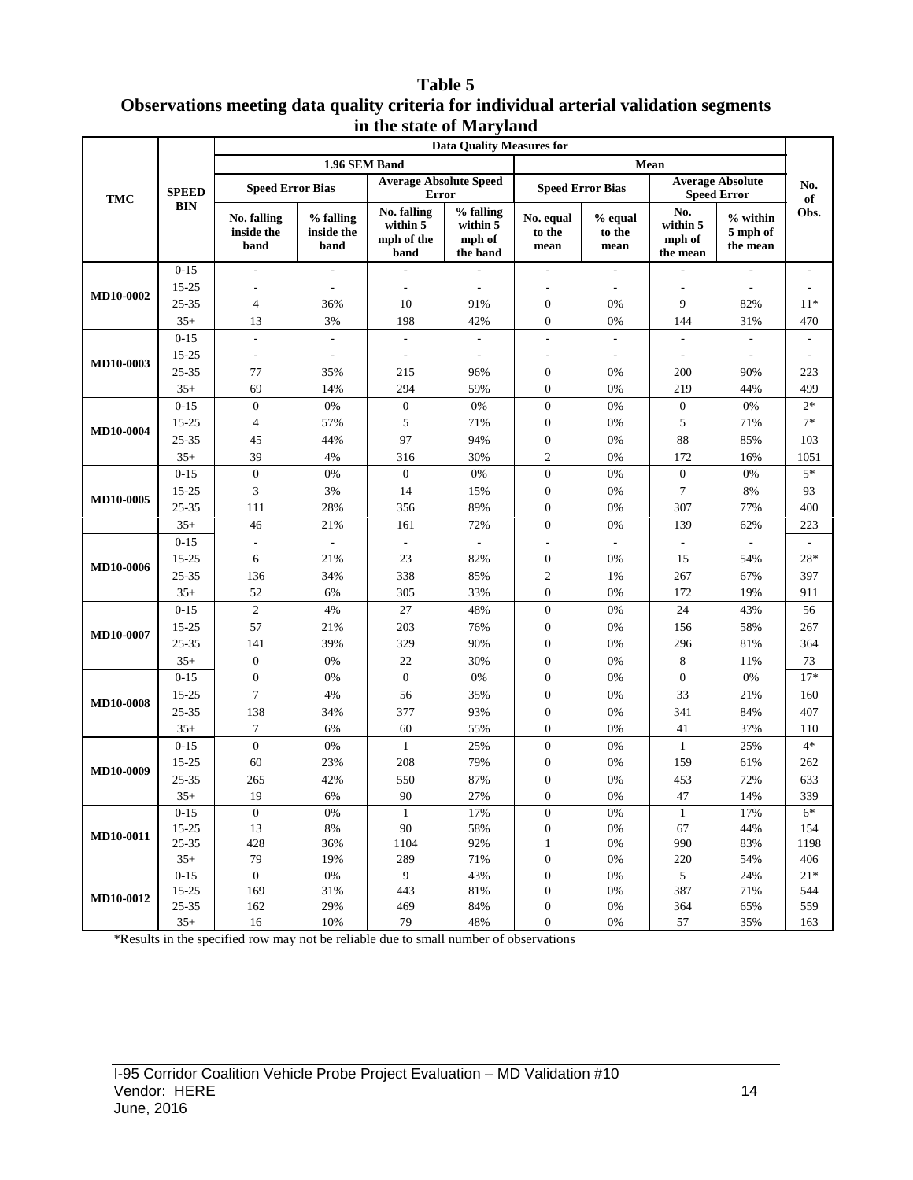**Table 5**
**Observations meeting data quality criteria for individual arterial validation segments in the state of Maryland**

| TMC | SPEED BIN | Data Quality Measures for | | | | | | | | No. of Obs. |
|---|---|---|---|---|---|---|---|---|---|---|
| | | 1.96 SEM Band | | | | Mean | | | | |
| | | Speed Error Bias | | Average Absolute Speed Error | | Speed Error Bias | | Average Absolute Speed Error | | |
| | | No. falling inside the band | % falling inside the band | No. falling within 5 mph of the band | % falling within 5 mph of the band | No. equal to the mean | % equal to the mean | No. within 5 mph of the mean | % within 5 mph of the mean | |
| MD10-0002 | 0-15 | - | - | - | - | - | - | - | - | - |
| | 15-25 | - | - | - | - | - | - | - | - | - |
| | 25-35 | 4 | 36% | 10 | 91% | 0 | 0% | 9 | 82% | 11* |
| | 35+ | 13 | 3% | 198 | 42% | 0 | 0% | 144 | 31% | 470 |
| MD10-0003 | 0-15 | - | - | - | - | - | - | - | - | - |
| | 15-25 | - | - | - | - | - | - | - | - | - |
| | 25-35 | 77 | 35% | 215 | 96% | 0 | 0% | 200 | 90% | 223 |
| | 35+ | 69 | 14% | 294 | 59% | 0 | 0% | 219 | 44% | 499 |
| MD10-0004 | 0-15 | 0 | 0% | 0 | 0% | 0 | 0% | 0 | 0% | 2* |
| | 15-25 | 4 | 57% | 5 | 71% | 0 | 0% | 5 | 71% | 7* |
| | 25-35 | 45 | 44% | 97 | 94% | 0 | 0% | 88 | 85% | 103 |
| | 35+ | 39 | 4% | 316 | 30% | 2 | 0% | 172 | 16% | 1051 |
| MD10-0005 | 0-15 | 0 | 0% | 0 | 0% | 0 | 0% | 0 | 0% | 5* |
| | 15-25 | 3 | 3% | 14 | 15% | 0 | 0% | 7 | 8% | 93 |
| | 25-35 | 111 | 28% | 356 | 89% | 0 | 0% | 307 | 77% | 400 |
| | 35+ | 46 | 21% | 161 | 72% | 0 | 0% | 139 | 62% | 223 |
| MD10-0006 | 0-15 | - | - | - | - | - | - | - | - | - |
| | 15-25 | 6 | 21% | 23 | 82% | 0 | 0% | 15 | 54% | 28* |
| | 25-35 | 136 | 34% | 338 | 85% | 2 | 1% | 267 | 67% | 397 |
| | 35+ | 52 | 6% | 305 | 33% | 0 | 0% | 172 | 19% | 911 |
| MD10-0007 | 0-15 | 2 | 4% | 27 | 48% | 0 | 0% | 24 | 43% | 56 |
| | 15-25 | 57 | 21% | 203 | 76% | 0 | 0% | 156 | 58% | 267 |
| | 25-35 | 141 | 39% | 329 | 90% | 0 | 0% | 296 | 81% | 364 |
| | 35+ | 0 | 0% | 22 | 30% | 0 | 0% | 8 | 11% | 73 |
| MD10-0008 | 0-15 | 0 | 0% | 0 | 0% | 0 | 0% | 0 | 0% | 17* |
| | 15-25 | 7 | 4% | 56 | 35% | 0 | 0% | 33 | 21% | 160 |
| | 25-35 | 138 | 34% | 377 | 93% | 0 | 0% | 341 | 84% | 407 |
| | 35+ | 7 | 6% | 60 | 55% | 0 | 0% | 41 | 37% | 110 |
| MD10-0009 | 0-15 | 0 | 0% | 1 | 25% | 0 | 0% | 1 | 25% | 4* |
| | 15-25 | 60 | 23% | 208 | 79% | 0 | 0% | 159 | 61% | 262 |
| | 25-35 | 265 | 42% | 550 | 87% | 0 | 0% | 453 | 72% | 633 |
| | 35+ | 19 | 6% | 90 | 27% | 0 | 0% | 47 | 14% | 339 |
| MD10-0011 | 0-15 | 0 | 0% | 1 | 17% | 0 | 0% | 1 | 17% | 6* |
| | 15-25 | 13 | 8% | 90 | 58% | 0 | 0% | 67 | 44% | 154 |
| | 25-35 | 428 | 36% | 1104 | 92% | 1 | 0% | 990 | 83% | 1198 |
| | 35+ | 79 | 19% | 289 | 71% | 0 | 0% | 220 | 54% | 406 |
| MD10-0012 | 0-15 | 0 | 0% | 9 | 43% | 0 | 0% | 5 | 24% | 21* |
| | 15-25 | 169 | 31% | 443 | 81% | 0 | 0% | 387 | 71% | 544 |
| | 25-35 | 162 | 29% | 469 | 84% | 0 | 0% | 364 | 65% | 559 |
| | 35+ | 16 | 10% | 79 | 48% | 0 | 0% | 57 | 35% | 163 |

*Results in the specified row may not be reliable due to small number of observations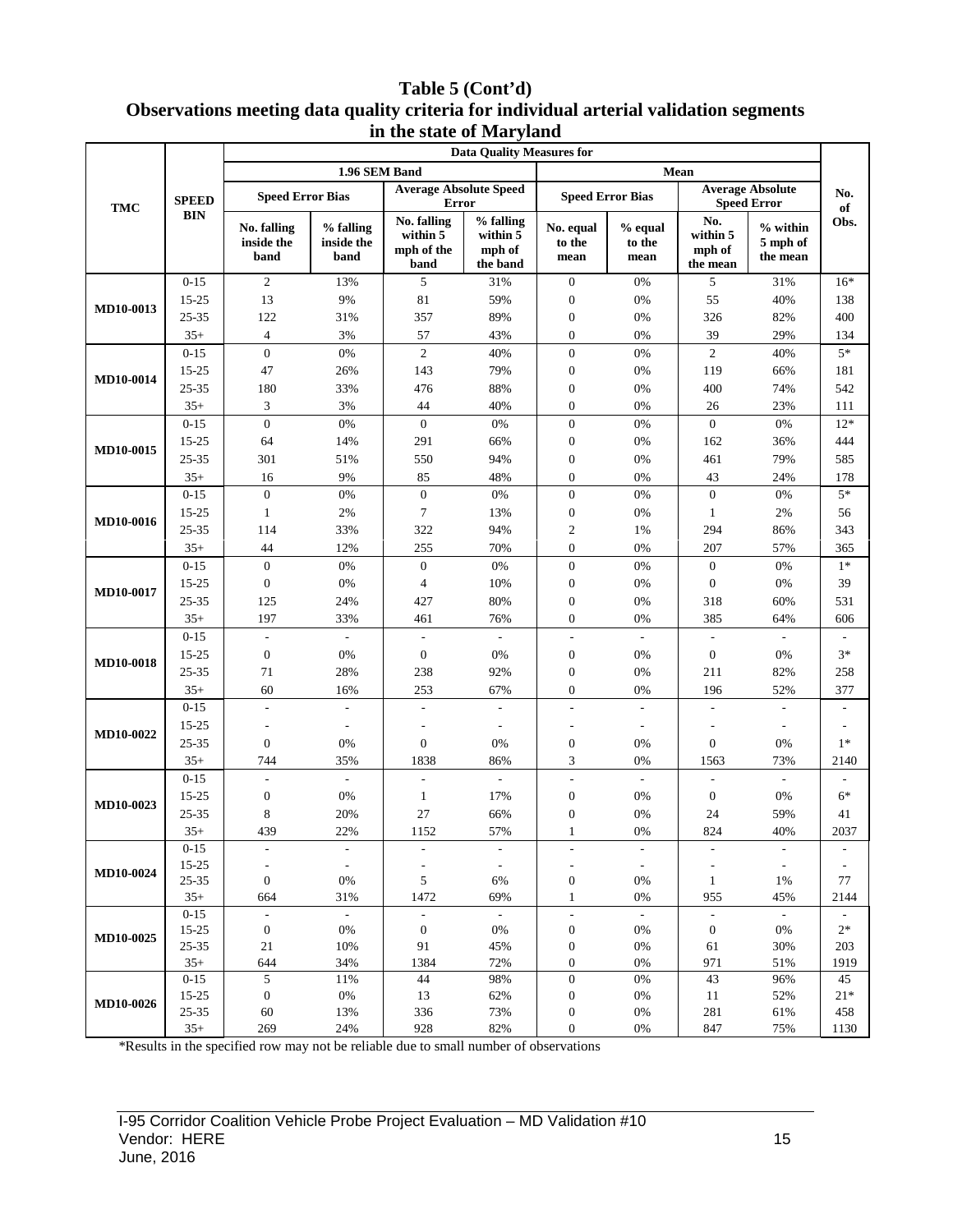**Table 5 (Cont'd)**
**Observations meeting data quality criteria for individual arterial validation segments in the state of Maryland**

| TMC | SPEED BIN | Data Quality Measures for | | | | | | | | No. of Obs. |
|---|---|---|---|---|---|---|---|---|---|---|
| | | 1.96 SEM Band | | | | Mean | | | | |
| | | Speed Error Bias | | Average Absolute Speed Error | | Speed Error Bias | | Average Absolute Speed Error | | |
| | | No. falling inside the band | % falling inside the band | No. falling within 5 mph of the band | % falling within 5 mph of the band | No. equal to the mean | % equal to the mean | No. within 5 mph of the mean | % within 5 mph of the mean | |
| MD10-0013 | 0-15 | 2 | 13% | 5 | 31% | 0 | 0% | 5 | 31% | 16* |
| | 15-25 | 13 | 9% | 81 | 59% | 0 | 0% | 55 | 40% | 138 |
| | 25-35 | 122 | 31% | 357 | 89% | 0 | 0% | 326 | 82% | 400 |
| | 35+ | 4 | 3% | 57 | 43% | 0 | 0% | 39 | 29% | 134 |
| MD10-0014 | 0-15 | 0 | 0% | 2 | 40% | 0 | 0% | 2 | 40% | 5* |
| | 15-25 | 47 | 26% | 143 | 79% | 0 | 0% | 119 | 66% | 181 |
| | 25-35 | 180 | 33% | 476 | 88% | 0 | 0% | 400 | 74% | 542 |
| | 35+ | 3 | 3% | 44 | 40% | 0 | 0% | 26 | 23% | 111 |
| MD10-0015 | 0-15 | 0 | 0% | 0 | 0% | 0 | 0% | 0 | 0% | 12* |
| | 15-25 | 64 | 14% | 291 | 66% | 0 | 0% | 162 | 36% | 444 |
| | 25-35 | 301 | 51% | 550 | 94% | 0 | 0% | 461 | 79% | 585 |
| | 35+ | 16 | 9% | 85 | 48% | 0 | 0% | 43 | 24% | 178 |
| MD10-0016 | 0-15 | 0 | 0% | 0 | 0% | 0 | 0% | 0 | 0% | 5* |
| | 15-25 | 1 | 2% | 7 | 13% | 0 | 0% | 1 | 2% | 56 |
| | 25-35 | 114 | 33% | 322 | 94% | 2 | 1% | 294 | 86% | 343 |
| | 35+ | 44 | 12% | 255 | 70% | 0 | 0% | 207 | 57% | 365 |
| MD10-0017 | 0-15 | 0 | 0% | 0 | 0% | 0 | 0% | 0 | 0% | 1* |
| | 15-25 | 0 | 0% | 4 | 10% | 0 | 0% | 0 | 0% | 39 |
| | 25-35 | 125 | 24% | 427 | 80% | 0 | 0% | 318 | 60% | 531 |
| | 35+ | 197 | 33% | 461 | 76% | 0 | 0% | 385 | 64% | 606 |
| MD10-0018 | 0-15 | - | - | - | - | - | - | - | - | - |
| | 15-25 | 0 | 0% | 0 | 0% | 0 | 0% | 0 | 0% | 3* |
| | 25-35 | 71 | 28% | 238 | 92% | 0 | 0% | 211 | 82% | 258 |
| | 35+ | 60 | 16% | 253 | 67% | 0 | 0% | 196 | 52% | 377 |
| MD10-0022 | 0-15 | - | - | - | - | - | - | - | - | - |
| | 15-25 | - | - | - | - | - | - | - | - | - |
| | 25-35 | 0 | 0% | 0 | 0% | 0 | 0% | 0 | 0% | 1* |
| | 35+ | 744 | 35% | 1838 | 86% | 3 | 0% | 1563 | 73% | 2140 |
| MD10-0023 | 0-15 | - | - | - | - | - | - | - | - | - |
| | 15-25 | 0 | 0% | 1 | 17% | 0 | 0% | 0 | 0% | 6* |
| | 25-35 | 8 | 20% | 27 | 66% | 0 | 0% | 24 | 59% | 41 |
| | 35+ | 439 | 22% | 1152 | 57% | 1 | 0% | 824 | 40% | 2037 |
| MD10-0024 | 0-15 | - | - | - | - | - | - | - | - | - |
| | 15-25 | - | - | - | - | - | - | - | - | - |
| | 25-35 | 0 | 0% | 5 | 6% | 0 | 0% | 1 | 1% | 77 |
| | 35+ | 664 | 31% | 1472 | 69% | 1 | 0% | 955 | 45% | 2144 |
| MD10-0025 | 0-15 | - | - | - | - | - | - | - | - | - |
| | 15-25 | 0 | 0% | 0 | 0% | 0 | 0% | 0 | 0% | 2* |
| | 25-35 | 21 | 10% | 91 | 45% | 0 | 0% | 61 | 30% | 203 |
| | 35+ | 644 | 34% | 1384 | 72% | 0 | 0% | 971 | 51% | 1919 |
| MD10-0026 | 0-15 | 5 | 11% | 44 | 98% | 0 | 0% | 43 | 96% | 45 |
| | 15-25 | 0 | 0% | 13 | 62% | 0 | 0% | 11 | 52% | 21* |
| | 25-35 | 60 | 13% | 336 | 73% | 0 | 0% | 281 | 61% | 458 |
| | 35+ | 269 | 24% | 928 | 82% | 0 | 0% | 847 | 75% | 1130 |

*Results in the specified row may not be reliable due to small number of observations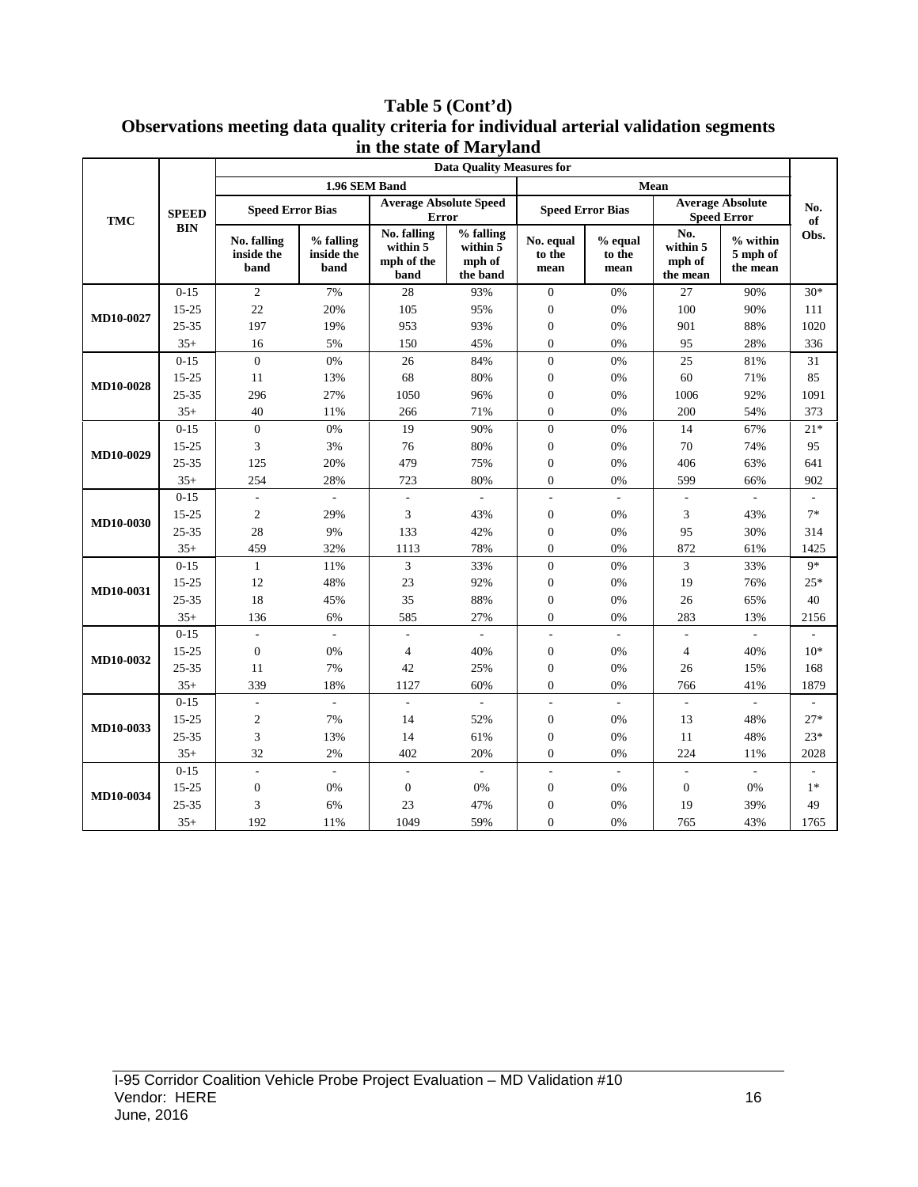**Table 5 (Cont'd)**
**Observations meeting data quality criteria for individual arterial validation segments in the state of Maryland**

| TMC | SPEED BIN | Data Quality Measures for | | | | | | | | No. of Obs. |
|---|---|---|---|---|---|---|---|---|---|---|
| | | 1.96 SEM Band | | | | Mean | | | | |
| | | Speed Error Bias | | Average Absolute Speed Error | | Speed Error Bias | | Average Absolute Speed Error | | |
| | | No. falling inside the band | % falling inside the band | No. falling within 5 mph of the band | % falling within 5 mph of the band | No. equal to the mean | % equal to the mean | No. within 5 mph of the mean | % within 5 mph of the mean | |
| MD10-0027 | 0-15 | 2 | 7% | 28 | 93% | 0 | 0% | 27 | 90% | 30* |
| | 15-25 | 22 | 20% | 105 | 95% | 0 | 0% | 100 | 90% | 111 |
| | 25-35 | 197 | 19% | 953 | 93% | 0 | 0% | 901 | 88% | 1020 |
| | 35+ | 16 | 5% | 150 | 45% | 0 | 0% | 95 | 28% | 336 |
| MD10-0028 | 0-15 | 0 | 0% | 26 | 84% | 0 | 0% | 25 | 81% | 31 |
| | 15-25 | 11 | 13% | 68 | 80% | 0 | 0% | 60 | 71% | 85 |
| | 25-35 | 296 | 27% | 1050 | 96% | 0 | 0% | 1006 | 92% | 1091 |
| | 35+ | 40 | 11% | 266 | 71% | 0 | 0% | 200 | 54% | 373 |
| MD10-0029 | 0-15 | 0 | 0% | 19 | 90% | 0 | 0% | 14 | 67% | 21* |
| | 15-25 | 3 | 3% | 76 | 80% | 0 | 0% | 70 | 74% | 95 |
| | 25-35 | 125 | 20% | 479 | 75% | 0 | 0% | 406 | 63% | 641 |
| | 35+ | 254 | 28% | 723 | 80% | 0 | 0% | 599 | 66% | 902 |
| MD10-0030 | 0-15 | - | - | - | - | - | - | - | - | - |
| | 15-25 | 2 | 29% | 3 | 43% | 0 | 0% | 3 | 43% | 7* |
| | 25-35 | 28 | 9% | 133 | 42% | 0 | 0% | 95 | 30% | 314 |
| | 35+ | 459 | 32% | 1113 | 78% | 0 | 0% | 872 | 61% | 1425 |
| MD10-0031 | 0-15 | 1 | 11% | 3 | 33% | 0 | 0% | 3 | 33% | 9* |
| | 15-25 | 12 | 48% | 23 | 92% | 0 | 0% | 19 | 76% | 25* |
| | 25-35 | 18 | 45% | 35 | 88% | 0 | 0% | 26 | 65% | 40 |
| | 35+ | 136 | 6% | 585 | 27% | 0 | 0% | 283 | 13% | 2156 |
| MD10-0032 | 0-15 | - | - | - | - | - | - | - | - | - |
| | 15-25 | 0 | 0% | 4 | 40% | 0 | 0% | 4 | 40% | 10* |
| | 25-35 | 11 | 7% | 42 | 25% | 0 | 0% | 26 | 15% | 168 |
| | 35+ | 339 | 18% | 1127 | 60% | 0 | 0% | 766 | 41% | 1879 |
| MD10-0033 | 0-15 | - | - | - | - | - | - | - | - | - |
| | 15-25 | 2 | 7% | 14 | 52% | 0 | 0% | 13 | 48% | 27* |
| | 25-35 | 3 | 13% | 14 | 61% | 0 | 0% | 11 | 48% | 23* |
| | 35+ | 32 | 2% | 402 | 20% | 0 | 0% | 224 | 11% | 2028 |
| MD10-0034 | 0-15 | - | - | - | - | - | - | - | - | - |
| | 15-25 | 0 | 0% | 0 | 0% | 0 | 0% | 0 | 0% | 1* |
| | 25-35 | 3 | 6% | 23 | 47% | 0 | 0% | 19 | 39% | 49 |
| | 35+ | 192 | 11% | 1049 | 59% | 0 | 0% | 765 | 43% | 1765 |